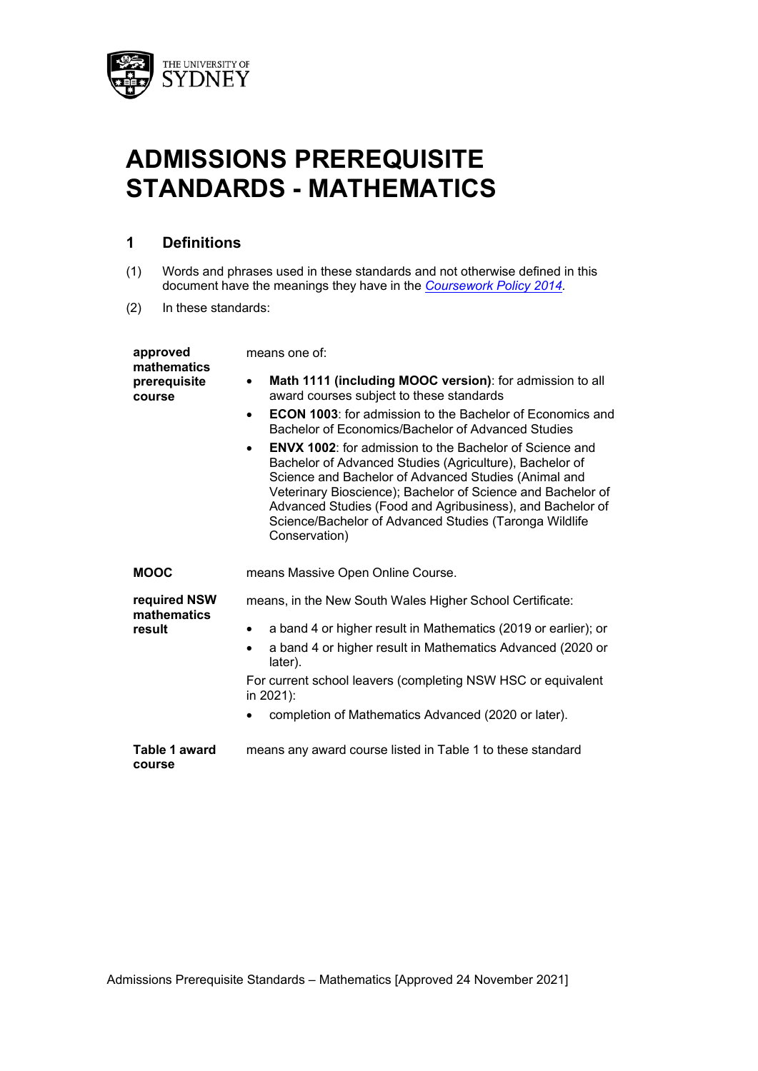# ADMISSIONS PREREQUISITE STANDARDS - MATHEMATICS

## 1 Definitions

(1) Words and phrases used in these standards and not otherwise defined in this document have the meanings they have in the *Coursework Policy 2014*.

(2) In these standards:

**approved mathematics prerequisite course** means one of:

- **Math 1111 (including MOOC version)**: for admission to all award courses subject to these standards
- **ECON 1003**: for admission to the Bachelor of Economics and Bachelor of Economics/Bachelor of Advanced Studies
- **ENVX 1002**: for admission to the Bachelor of Science and Bachelor of Advanced Studies (Agriculture), Bachelor of Science and Bachelor of Advanced Studies (Animal and Veterinary Bioscience); Bachelor of Science and Bachelor of Advanced Studies (Food and Agribusiness), and Bachelor of Science/Bachelor of Advanced Studies (Taronga Wildlife Conservation)

**MOOC** means Massive Open Online Course.

**required NSW mathematics result** means, in the New South Wales Higher School Certificate:

- a band 4 or higher result in Mathematics (2019 or earlier); or
- a band 4 or higher result in Mathematics Advanced (2020 or later).

For current school leavers (completing NSW HSC or equivalent in 2021):

- completion of Mathematics Advanced (2020 or later).

**Table 1 award course** means any award course listed in Table 1 to these standard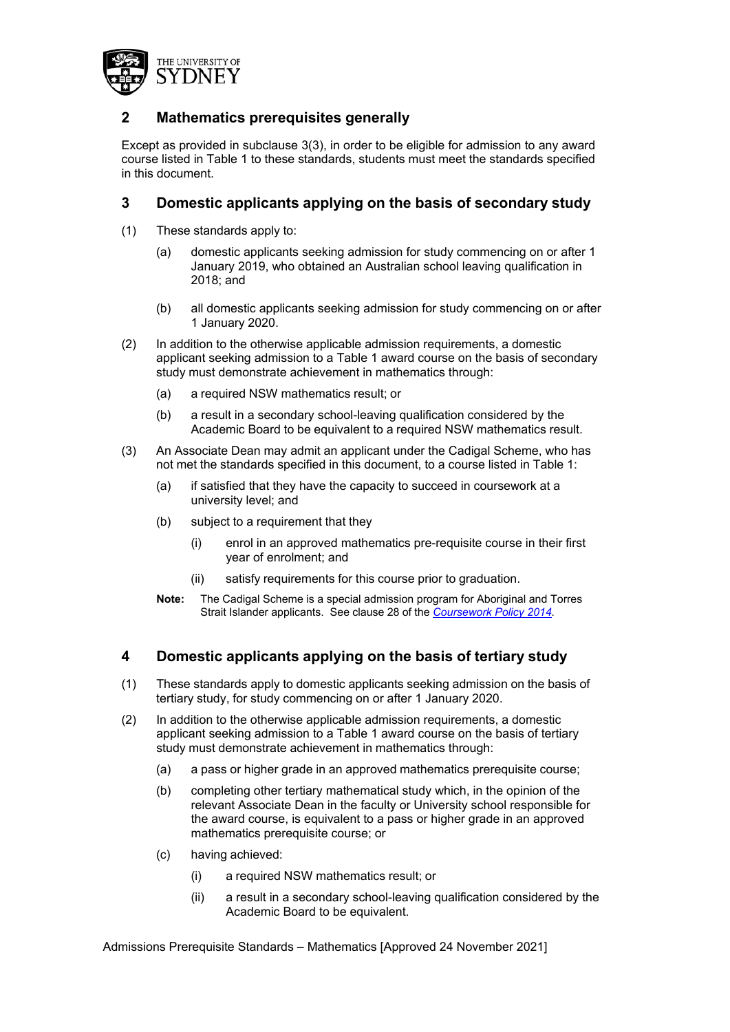## 2 Mathematics prerequisites generally

Except as provided in subclause 3(3), in order to be eligible for admission to any award course listed in Table 1 to these standards, students must meet the standards specified in this document.

## 3 Domestic applicants applying on the basis of secondary study

(1) These standards apply to:

- (a) domestic applicants seeking admission for study commencing on or after 1 January 2019, who obtained an Australian school leaving qualification in 2018; and
- (b) all domestic applicants seeking admission for study commencing on or after 1 January 2020.

(2) In addition to the otherwise applicable admission requirements, a domestic applicant seeking admission to a Table 1 award course on the basis of secondary study must demonstrate achievement in mathematics through:

- (a) a required NSW mathematics result; or
- (b) a result in a secondary school-leaving qualification considered by the Academic Board to be equivalent to a required NSW mathematics result.

(3) An Associate Dean may admit an applicant under the Cadigal Scheme, who has not met the standards specified in this document, to a course listed in Table 1:

- (a) if satisfied that they have the capacity to succeed in coursework at a university level; and
- (b) subject to a requirement that they
  - (i) enrol in an approved mathematics pre-requisite course in their first year of enrolment; and
  - (ii) satisfy requirements for this course prior to graduation.

**Note:** The Cadigal Scheme is a special admission program for Aboriginal and Torres Strait Islander applicants. See clause 28 of the *Coursework Policy 2014*.

## 4 Domestic applicants applying on the basis of tertiary study

(1) These standards apply to domestic applicants seeking admission on the basis of tertiary study, for study commencing on or after 1 January 2020.

(2) In addition to the otherwise applicable admission requirements, a domestic applicant seeking admission to a Table 1 award course on the basis of tertiary study must demonstrate achievement in mathematics through:

- (a) a pass or higher grade in an approved mathematics prerequisite course;
- (b) completing other tertiary mathematical study which, in the opinion of the relevant Associate Dean in the faculty or University school responsible for the award course, is equivalent to a pass or higher grade in an approved mathematics prerequisite course; or
- (c) having achieved:
  - (i) a required NSW mathematics result; or
  - (ii) a result in a secondary school-leaving qualification considered by the Academic Board to be equivalent.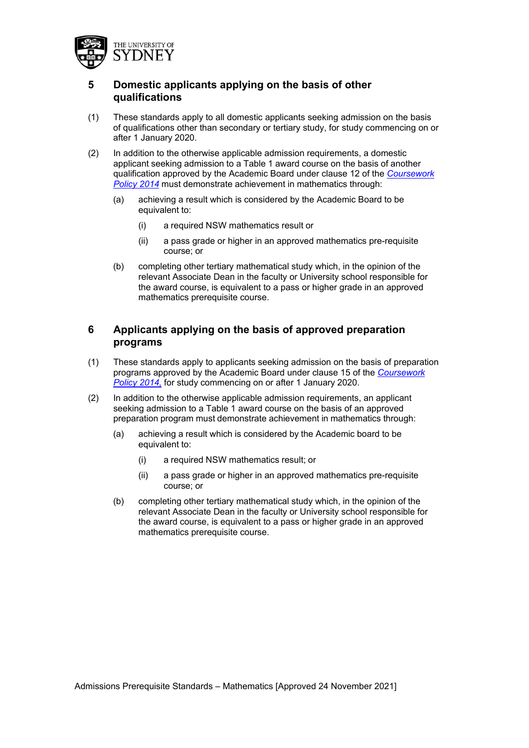## 5 Domestic applicants applying on the basis of other qualifications

(1) These standards apply to all domestic applicants seeking admission on the basis of qualifications other than secondary or tertiary study, for study commencing on or after 1 January 2020.

(2) In addition to the otherwise applicable admission requirements, a domestic applicant seeking admission to a Table 1 award course on the basis of another qualification approved by the Academic Board under clause 12 of the *Coursework Policy 2014* must demonstrate achievement in mathematics through:

   (a) achieving a result which is considered by the Academic Board to be equivalent to:

      (i) a required NSW mathematics result or

      (ii) a pass grade or higher in an approved mathematics pre-requisite course; or

   (b) completing other tertiary mathematical study which, in the opinion of the relevant Associate Dean in the faculty or University school responsible for the award course, is equivalent to a pass or higher grade in an approved mathematics prerequisite course.

## 6 Applicants applying on the basis of approved preparation programs

(1) These standards apply to applicants seeking admission on the basis of preparation programs approved by the Academic Board under clause 15 of the *Coursework Policy 2014,* for study commencing on or after 1 January 2020.

(2) In addition to the otherwise applicable admission requirements, an applicant seeking admission to a Table 1 award course on the basis of an approved preparation program must demonstrate achievement in mathematics through:

   (a) achieving a result which is considered by the Academic board to be equivalent to:

      (i) a required NSW mathematics result; or

      (ii) a pass grade or higher in an approved mathematics pre-requisite course; or

   (b) completing other tertiary mathematical study which, in the opinion of the relevant Associate Dean in the faculty or University school responsible for the award course, is equivalent to a pass or higher grade in an approved mathematics prerequisite course.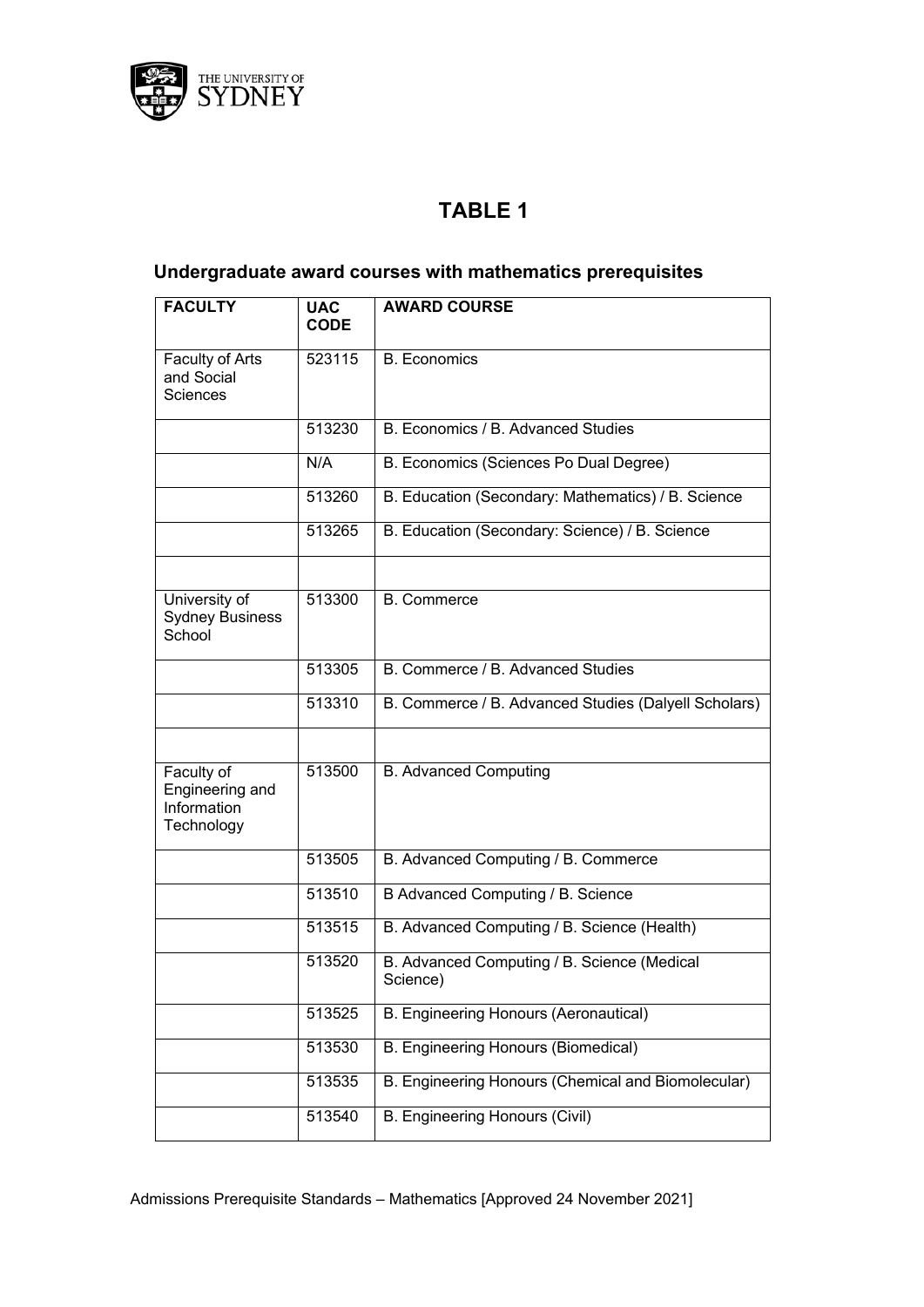# TABLE 1

## Undergraduate award courses with mathematics prerequisites

| FACULTY | UAC CODE | AWARD COURSE |
|---|---|---|
| Faculty of Arts and Social Sciences | 523115 | B. Economics |
| | 513230 | B. Economics / B. Advanced Studies |
| | N/A | B. Economics (Sciences Po Dual Degree) |
| | 513260 | B. Education (Secondary: Mathematics) / B. Science |
| | 513265 | B. Education (Secondary: Science) / B. Science |
| | | |
| University of Sydney Business School | 513300 | B. Commerce |
| | 513305 | B. Commerce / B. Advanced Studies |
| | 513310 | B. Commerce / B. Advanced Studies (Dalyell Scholars) |
| | | |
| Faculty of Engineering and Information Technology | 513500 | B. Advanced Computing |
| | 513505 | B. Advanced Computing / B. Commerce |
| | 513510 | B Advanced Computing / B. Science |
| | 513515 | B. Advanced Computing / B. Science (Health) |
| | 513520 | B. Advanced Computing / B. Science (Medical Science) |
| | 513525 | B. Engineering Honours (Aeronautical) |
| | 513530 | B. Engineering Honours (Biomedical) |
| | 513535 | B. Engineering Honours (Chemical and Biomolecular) |
| | 513540 | B. Engineering Honours (Civil) |

Admissions Prerequisite Standards – Mathematics [Approved 24 November 2021]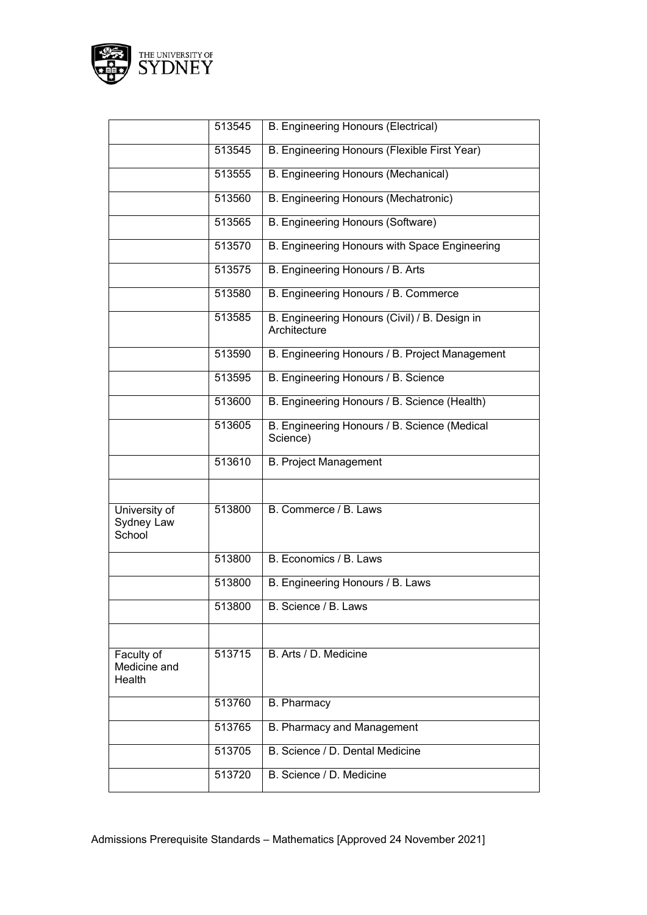| | | |
|---|---|---|
| | 513545 | B. Engineering Honours (Electrical) |
| | 513545 | B. Engineering Honours (Flexible First Year) |
| | 513555 | B. Engineering Honours (Mechanical) |
| | 513560 | B. Engineering Honours (Mechatronic) |
| | 513565 | B. Engineering Honours (Software) |
| | 513570 | B. Engineering Honours with Space Engineering |
| | 513575 | B. Engineering Honours / B. Arts |
| | 513580 | B. Engineering Honours / B. Commerce |
| | 513585 | B. Engineering Honours (Civil) / B. Design in Architecture |
| | 513590 | B. Engineering Honours / B. Project Management |
| | 513595 | B. Engineering Honours / B. Science |
| | 513600 | B. Engineering Honours / B. Science (Health) |
| | 513605 | B. Engineering Honours / B. Science (Medical Science) |
| | 513610 | B. Project Management |
| | | |
| University of Sydney Law School | 513800 | B. Commerce / B. Laws |
| | 513800 | B. Economics / B. Laws |
| | 513800 | B. Engineering Honours / B. Laws |
| | 513800 | B. Science / B. Laws |
| | | |
| Faculty of Medicine and Health | 513715 | B. Arts / D. Medicine |
| | 513760 | B. Pharmacy |
| | 513765 | B. Pharmacy and Management |
| | 513705 | B. Science / D. Dental Medicine |
| | 513720 | B. Science / D. Medicine |

Admissions Prerequisite Standards – Mathematics [Approved 24 November 2021]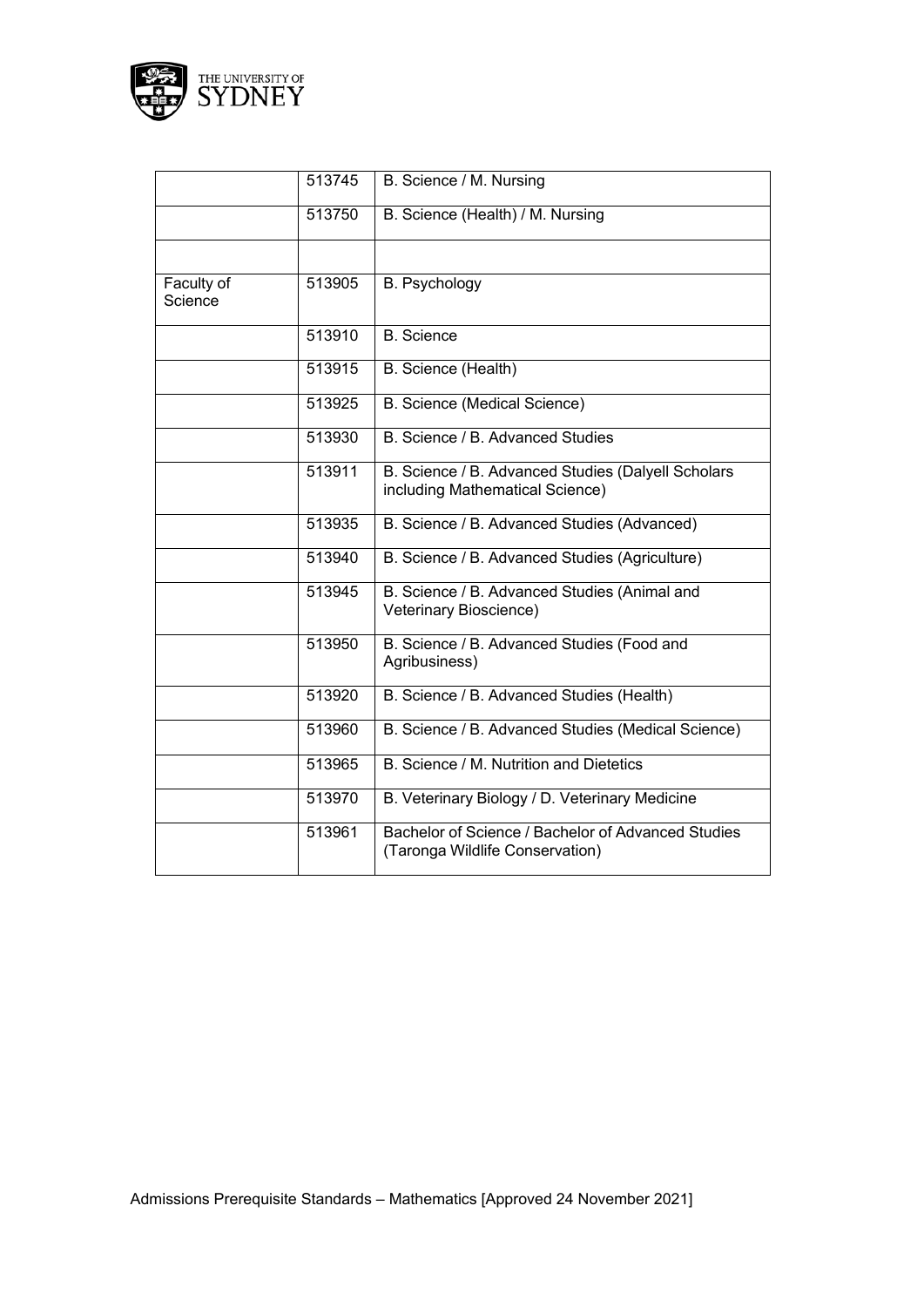| | | |
|---|---|---|
| | 513745 | B. Science / M. Nursing |
| | 513750 | B. Science (Health) / M. Nursing |
| | | |
| Faculty of Science | 513905 | B. Psychology |
| | 513910 | B. Science |
| | 513915 | B. Science (Health) |
| | 513925 | B. Science (Medical Science) |
| | 513930 | B. Science / B. Advanced Studies |
| | 513911 | B. Science / B. Advanced Studies (Dalyell Scholars including Mathematical Science) |
| | 513935 | B. Science / B. Advanced Studies (Advanced) |
| | 513940 | B. Science / B. Advanced Studies (Agriculture) |
| | 513945 | B. Science / B. Advanced Studies (Animal and Veterinary Bioscience) |
| | 513950 | B. Science / B. Advanced Studies (Food and Agribusiness) |
| | 513920 | B. Science / B. Advanced Studies (Health) |
| | 513960 | B. Science / B. Advanced Studies (Medical Science) |
| | 513965 | B. Science / M. Nutrition and Dietetics |
| | 513970 | B. Veterinary Biology / D. Veterinary Medicine |
| | 513961 | Bachelor of Science / Bachelor of Advanced Studies (Taronga Wildlife Conservation) |